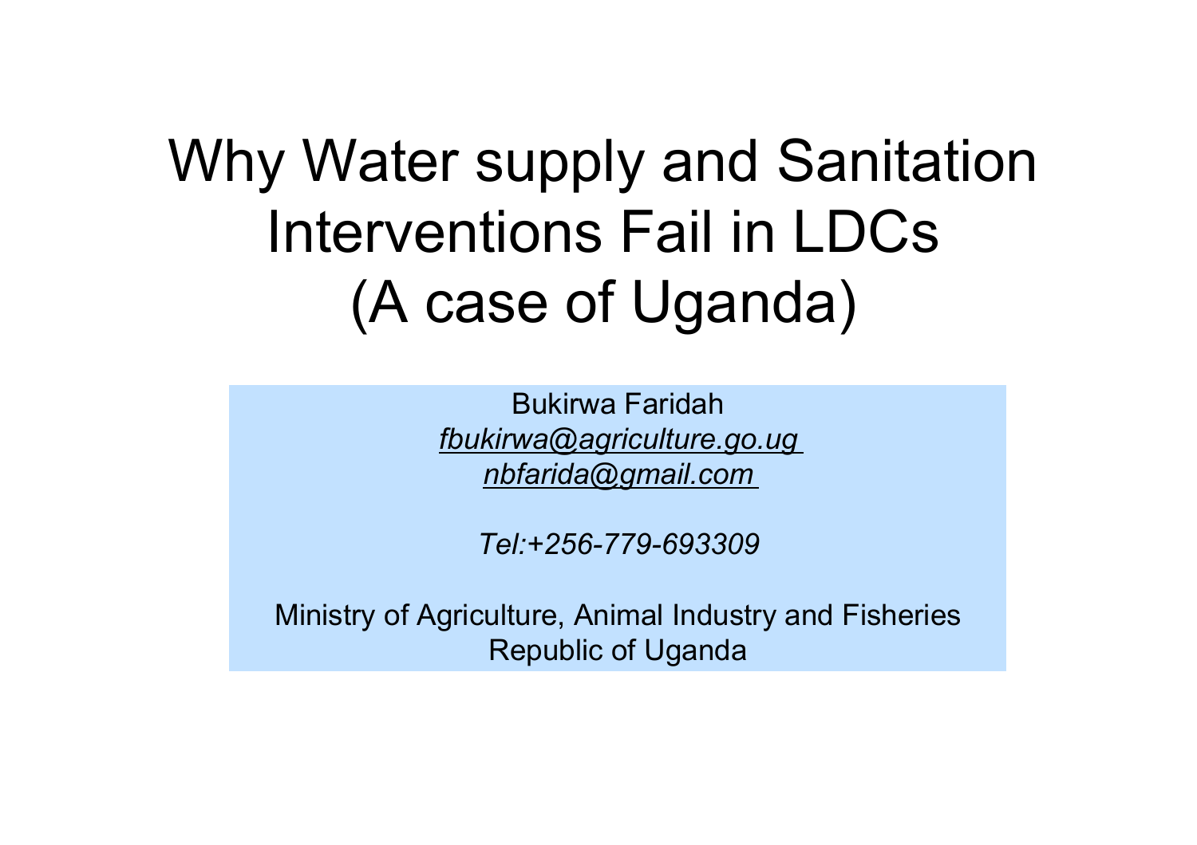# Why Water supply and Sanitation Interventions Fail in LDCs (A case of Uganda)

Bukirwa Faridah

*fbukirwa@agriculture.go.ug*

*nbfarida@gmail.com*

*Tel:+256-779-693309*

Ministry of Agriculture, Animal Industry and Fisheries

Republic of Uganda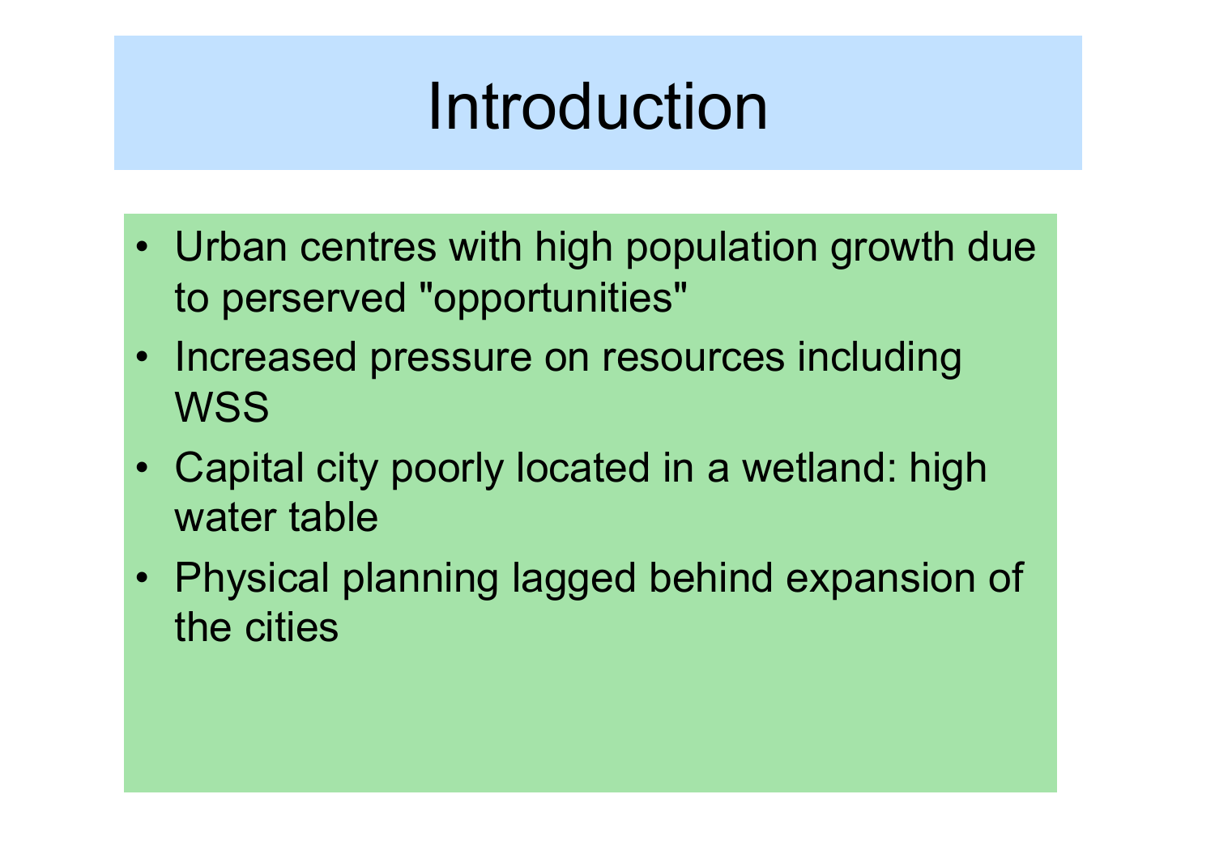# Introduction

- Urban centres with high population growth due to perserved "opportunities"
- Increased pressure on resources including WSS
- Capital city poorly located in a wetland: high water table
- Physical planning lagged behind expansion of the cities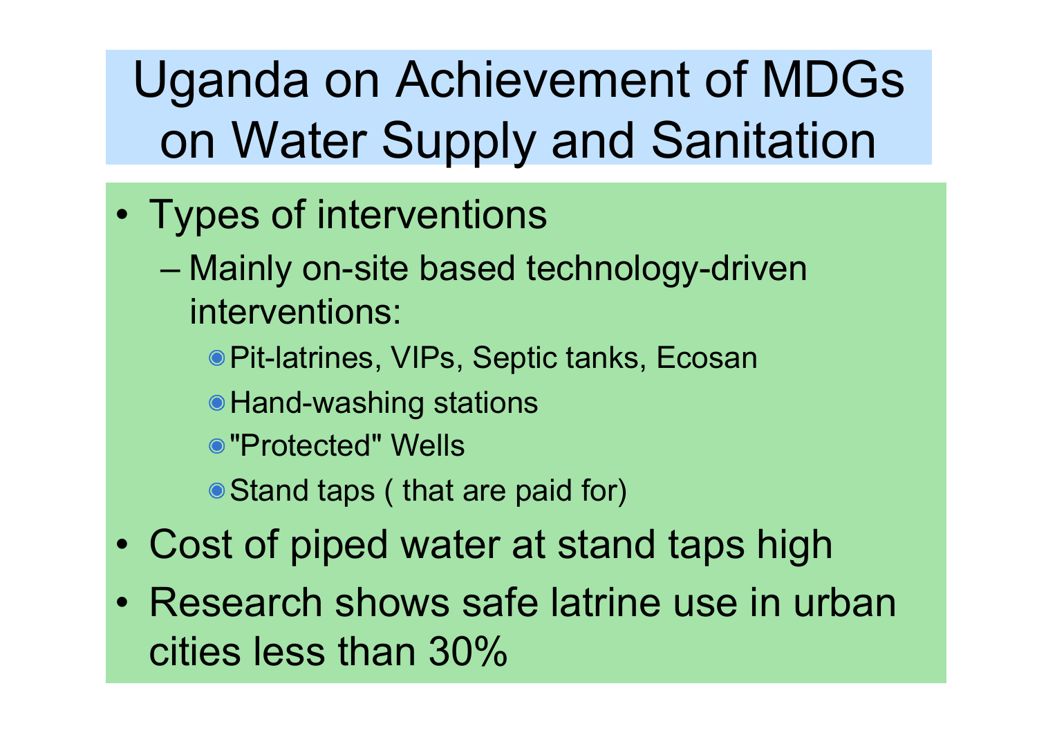# Uganda on Achievement of MDGs on Water Supply and Sanitation

- Types of interventions
  - Mainly on-site based technology-driven interventions:
    - Pit-latrines, VIPs, Septic tanks, Ecosan
    - Hand-washing stations
    - "Protected" Wells
    - Stand taps ( that are paid for)
- Cost of piped water at stand taps high
- Research shows safe latrine use in urban cities less than 30%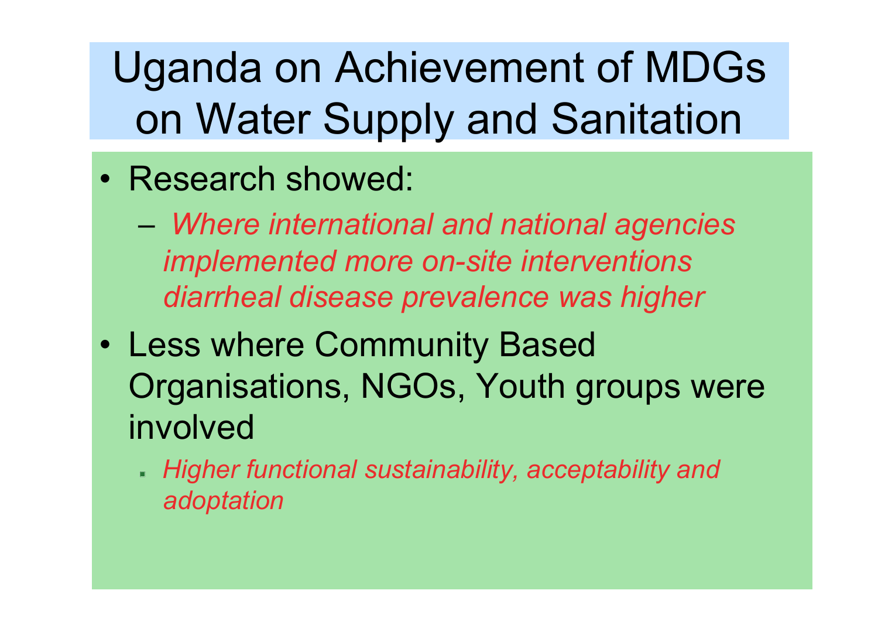# Uganda on Achievement of MDGs on Water Supply and Sanitation

- Research showed:
  - *Where international and national agencies implemented more on-site interventions diarrheal disease prevalence was higher*
- Less where Community Based Organisations, NGOs, Youth groups were involved
  - *Higher functional sustainability, acceptability and adoptation*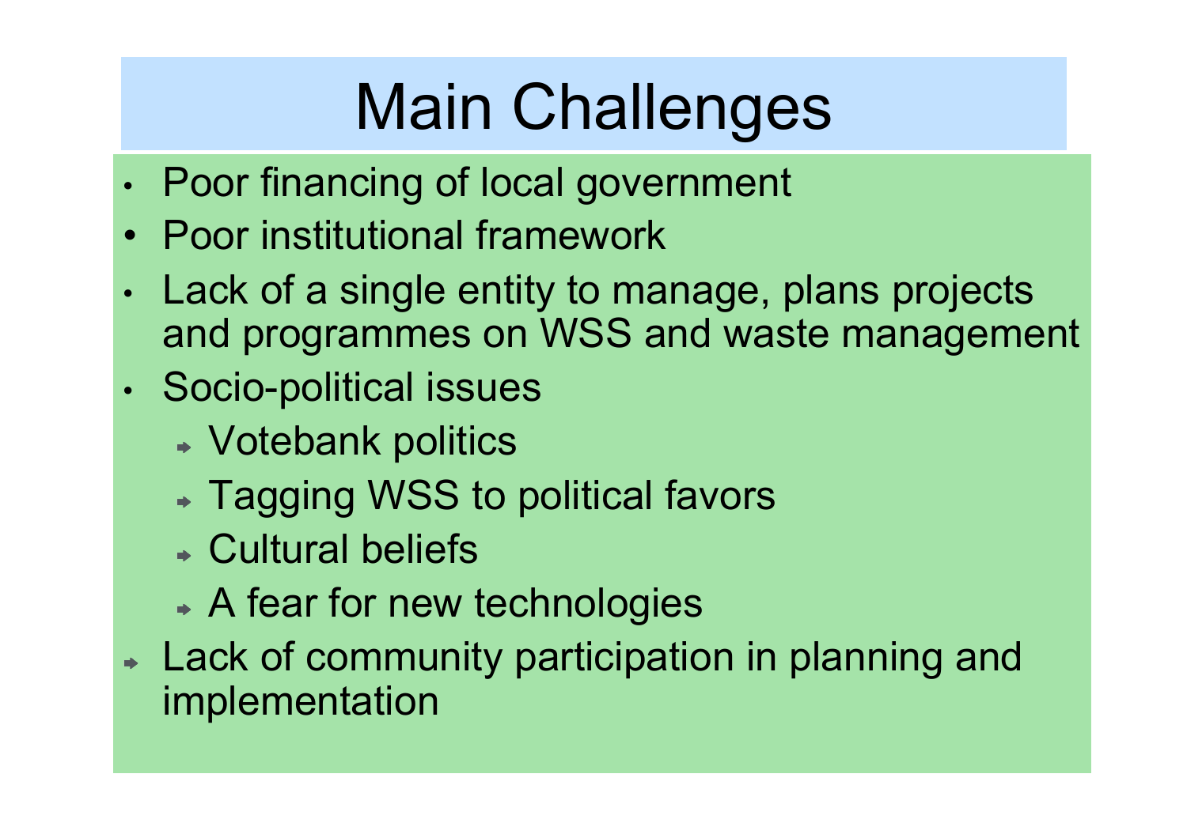# Main Challenges

- Poor financing of local government
- Poor institutional framework
- Lack of a single entity to manage, plans projects and programmes on WSS and waste management
- Socio-political issues
  - Votebank politics
  - Tagging WSS to political favors
  - Cultural beliefs
  - A fear for new technologies
- Lack of community participation in planning and implementation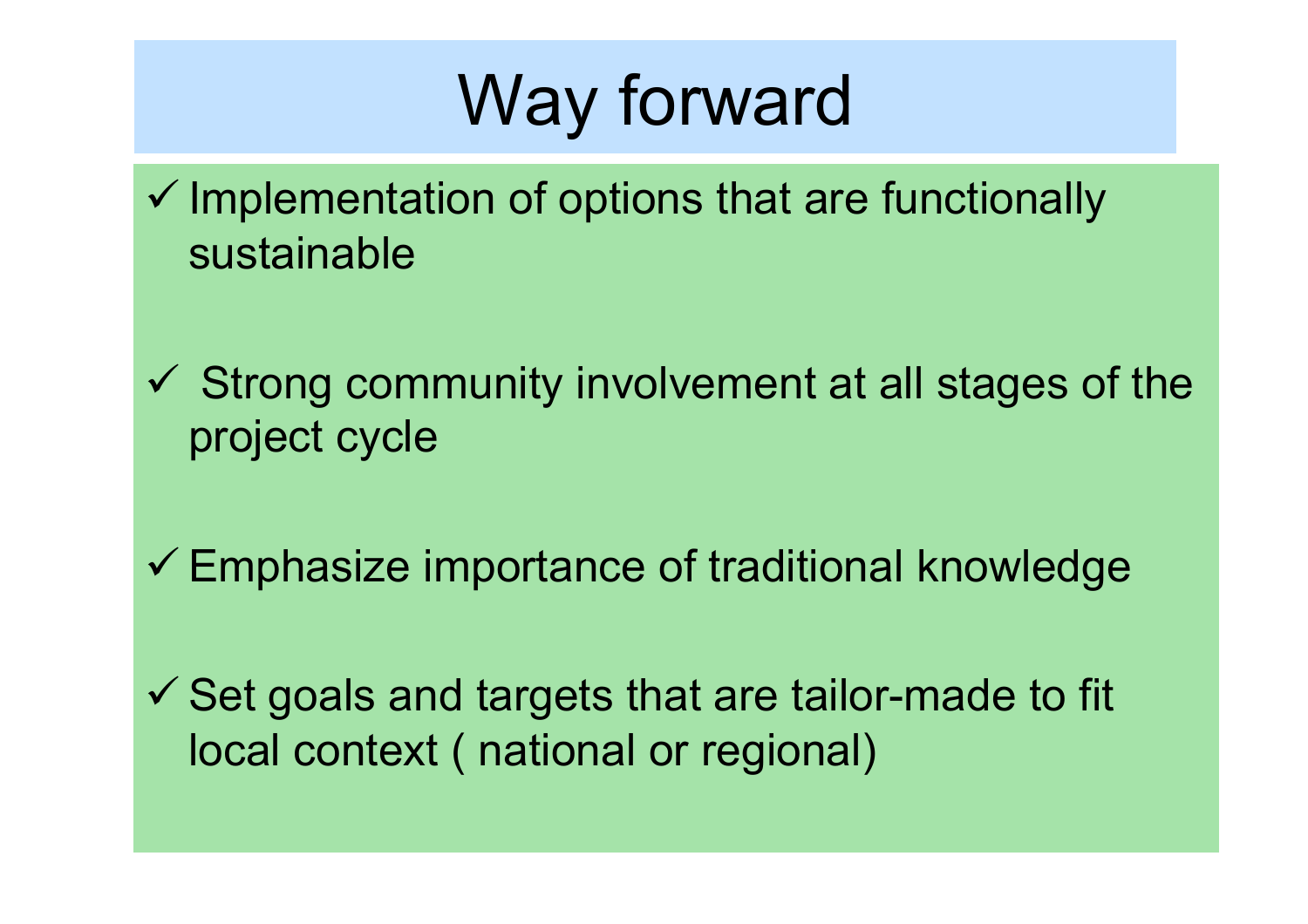# Way forward

- ✓ Implementation of options that are functionally sustainable
- ✓ Strong community involvement at all stages of the project cycle
- ✓ Emphasize importance of traditional knowledge
- ✓ Set goals and targets that are tailor-made to fit local context ( national or regional)